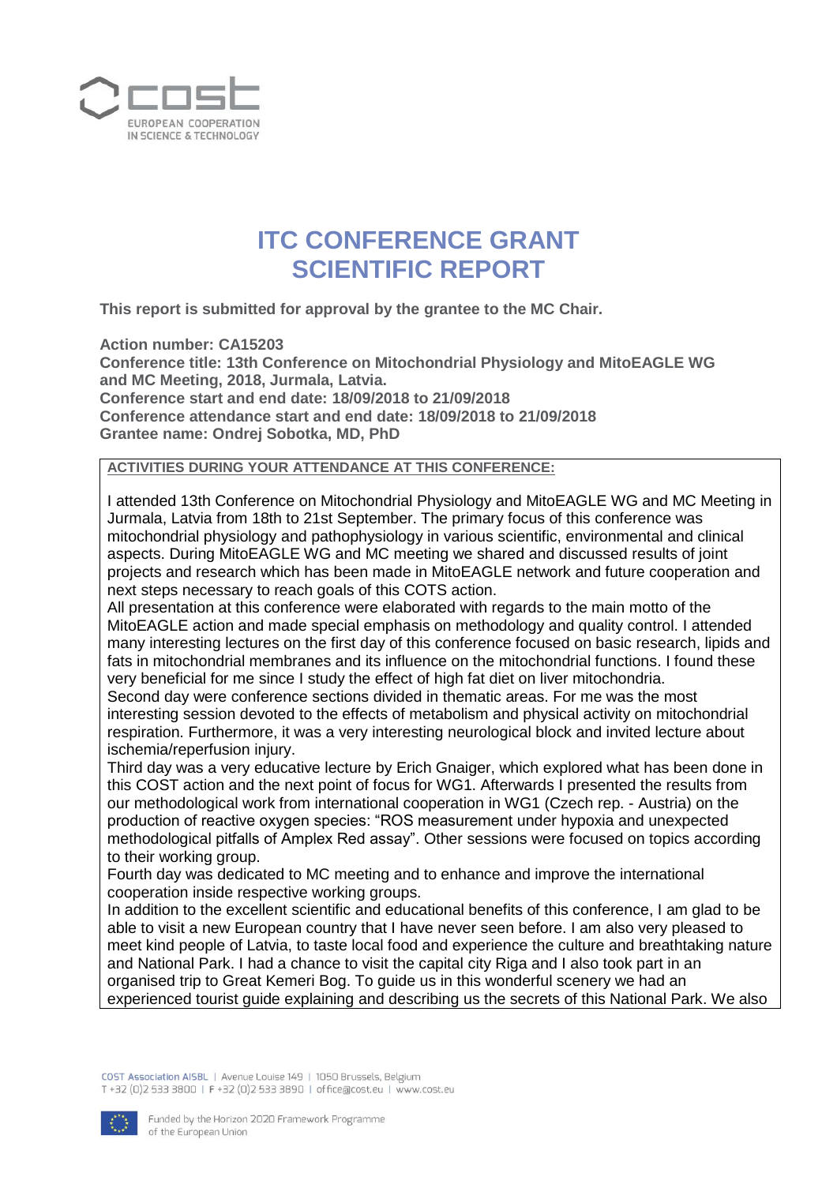# ITC CONFERENCE GRANT SCIENTIFIC REPORT

**This report is submitted for approval by the grantee to the MC Chair.**

**Action number: CA15203**
**Conference title: 13th Conference on Mitochondrial Physiology and MitoEAGLE WG and MC Meeting, 2018, Jurmala, Latvia.**
**Conference start and end date: 18/09/2018 to 21/09/2018**
**Conference attendance start and end date: 18/09/2018 to 21/09/2018**
**Grantee name: Ondrej Sobotka, MD, PhD**

**ACTIVITIES DURING YOUR ATTENDANCE AT THIS CONFERENCE:**

I attended 13th Conference on Mitochondrial Physiology and MitoEAGLE WG and MC Meeting in Jurmala, Latvia from 18th to 21st September. The primary focus of this conference was mitochondrial physiology and pathophysiology in various scientific, environmental and clinical aspects. During MitoEAGLE WG and MC meeting we shared and discussed results of joint projects and research which has been made in MitoEAGLE network and future cooperation and next steps necessary to reach goals of this COTS action.
All presentation at this conference were elaborated with regards to the main motto of the MitoEAGLE action and made special emphasis on methodology and quality control. I attended many interesting lectures on the first day of this conference focused on basic research, lipids and fats in mitochondrial membranes and its influence on the mitochondrial functions. I found these very beneficial for me since I study the effect of high fat diet on liver mitochondria.
Second day were conference sections divided in thematic areas. For me was the most interesting session devoted to the effects of metabolism and physical activity on mitochondrial respiration. Furthermore, it was a very interesting neurological block and invited lecture about ischemia/reperfusion injury.
Third day was a very educative lecture by Erich Gnaiger, which explored what has been done in this COST action and the next point of focus for WG1. Afterwards I presented the results from our methodological work from international cooperation in WG1 (Czech rep. - Austria) on the production of reactive oxygen species: "ROS measurement under hypoxia and unexpected methodological pitfalls of Amplex Red assay". Other sessions were focused on topics according to their working group.
Fourth day was dedicated to MC meeting and to enhance and improve the international cooperation inside respective working groups.
In addition to the excellent scientific and educational benefits of this conference, I am glad to be able to visit a new European country that I have never seen before. I am also very pleased to meet kind people of Latvia, to taste local food and experience the culture and breathtaking nature and National Park. I had a chance to visit the capital city Riga and I also took part in an organised trip to Great Kemeri Bog. To guide us in this wonderful scenery we had an experienced tourist guide explaining and describing us the secrets of this National Park. We also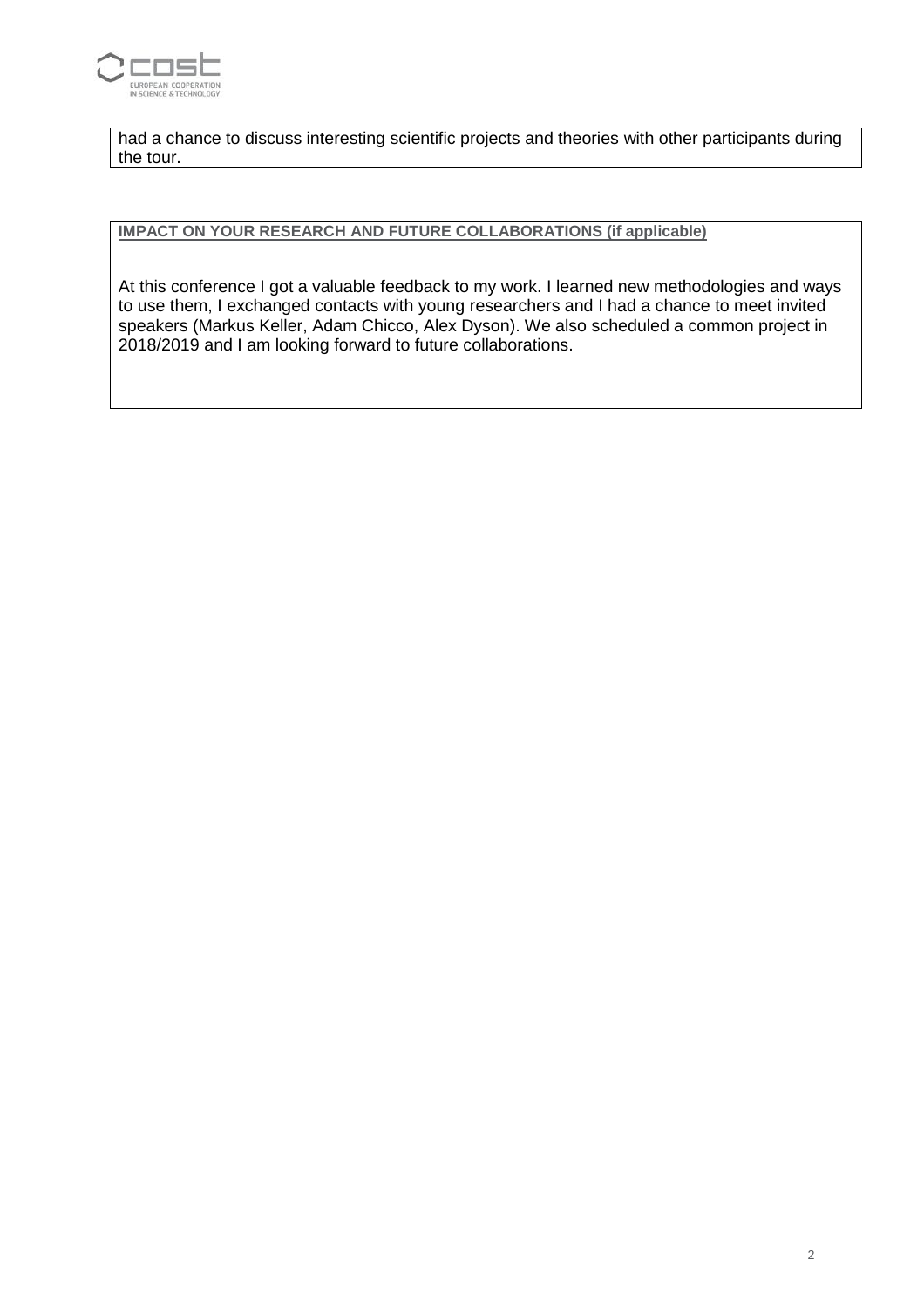had a chance to discuss interesting scientific projects and theories with other participants during the tour.

**IMPACT ON YOUR RESEARCH AND FUTURE COLLABORATIONS (if applicable)**

At this conference I got a valuable feedback to my work. I learned new methodologies and ways to use them, I exchanged contacts with young researchers and I had a chance to meet invited speakers (Markus Keller, Adam Chicco, Alex Dyson). We also scheduled a common project in 2018/2019 and I am looking forward to future collaborations.